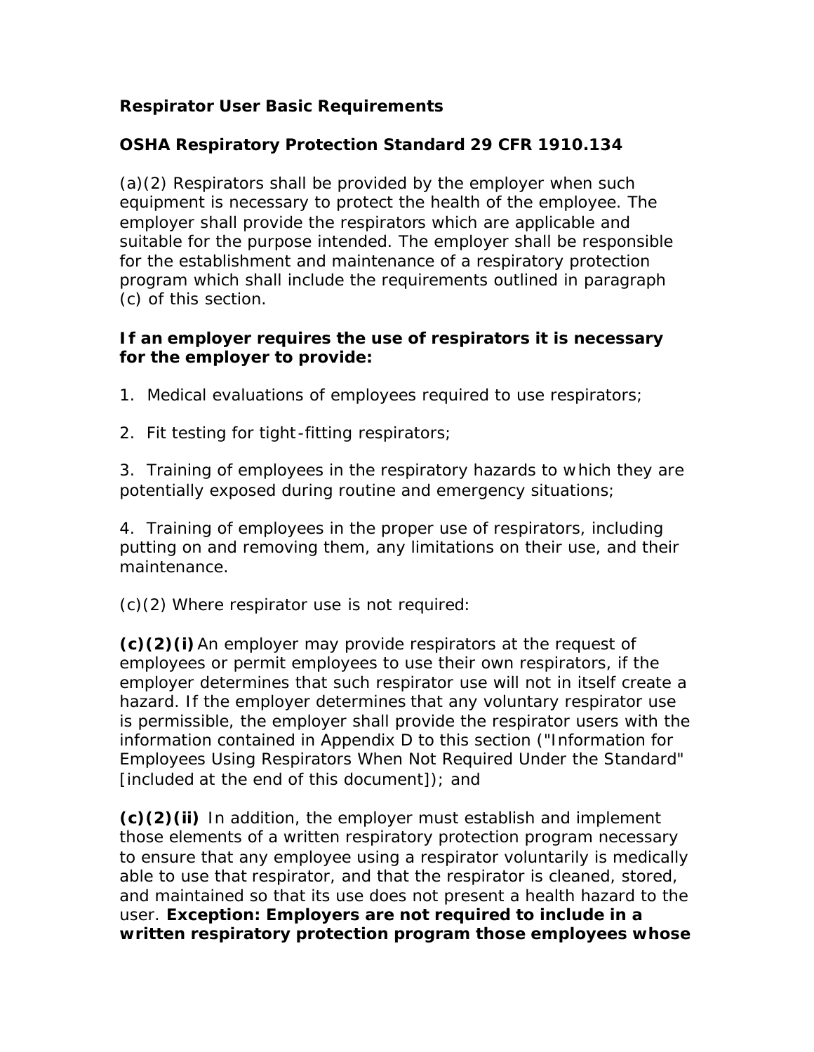**Respirator User Basic Requirements**

**OSHA Respiratory Protection Standard 29 CFR 1910.134**

(a)(2) Respirators shall be provided by the employer when such equipment is necessary to protect the health of the employee. The employer shall provide the respirators which are applicable and suitable for the purpose intended. The employer shall be responsible for the establishment and maintenance of a respiratory protection program which shall include the requirements outlined in paragraph (c) of this section.

**If an employer requires the use of respirators it is necessary for the employer to provide:**

1. Medical evaluations of employees required to use respirators;

2. Fit testing for tight-fitting respirators;

3. Training of employees in the respiratory hazards to which they are potentially exposed during routine and emergency situations;

4. Training of employees in the proper use of respirators, including putting on and removing them, any limitations on their use, and their maintenance.

(c)(2) Where respirator use is not required:

**(c)(2)(i)** An employer may provide respirators at the request of employees or permit employees to use their own respirators, if the employer determines that such respirator use will not in itself create a hazard. If the employer determines that any voluntary respirator use is permissible, the employer shall provide the respirator users with the information contained in Appendix D to this section ("Information for Employees Using Respirators When Not Required Under the Standard" [included at the end of this document]); and

**(c)(2)(ii)** In addition, the employer must establish and implement those elements of a written respiratory protection program necessary to ensure that any employee using a respirator voluntarily is medically able to use that respirator, and that the respirator is cleaned, stored, and maintained so that its use does not present a health hazard to the user. **Exception: Employers are not required to include in a written respiratory protection program those employees whose**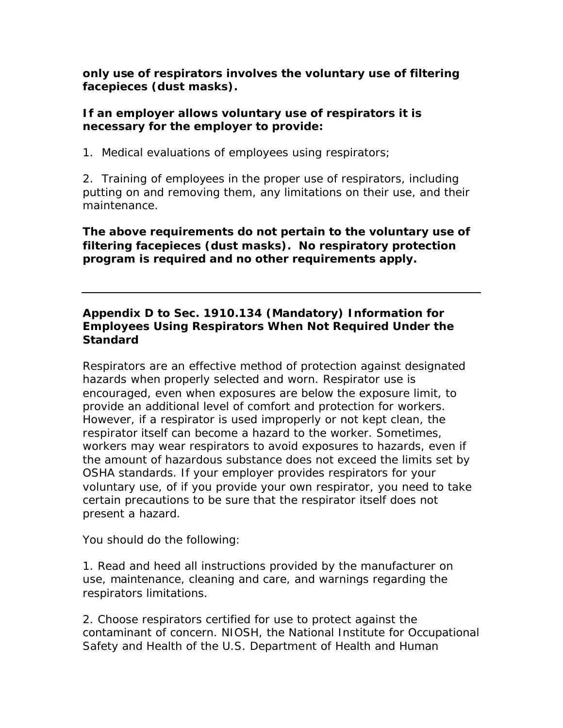**only use of respirators involves the voluntary use of filtering facepieces (dust masks).**

**If an employer allows voluntary use of respirators it is necessary for the employer to provide:**

1. Medical evaluations of employees using respirators;

2. Training of employees in the proper use of respirators, including putting on and removing them, any limitations on their use, and their maintenance.

**The above requirements do not pertain to the voluntary use of filtering facepieces (dust masks). No respiratory protection program is required and no other requirements apply.**

---

## Appendix D to Sec. 1910.134 (Mandatory) Information for Employees Using Respirators When Not Required Under the Standard

Respirators are an effective method of protection against designated hazards when properly selected and worn. Respirator use is encouraged, even when exposures are below the exposure limit, to provide an additional level of comfort and protection for workers. However, if a respirator is used improperly or not kept clean, the respirator itself can become a hazard to the worker. Sometimes, workers may wear respirators to avoid exposures to hazards, even if the amount of hazardous substance does not exceed the limits set by OSHA standards. If your employer provides respirators for your voluntary use, of if you provide your own respirator, you need to take certain precautions to be sure that the respirator itself does not present a hazard.

You should do the following:

1. Read and heed all instructions provided by the manufacturer on use, maintenance, cleaning and care, and warnings regarding the respirators limitations.

2. Choose respirators certified for use to protect against the contaminant of concern. NIOSH, the National Institute for Occupational Safety and Health of the U.S. Department of Health and Human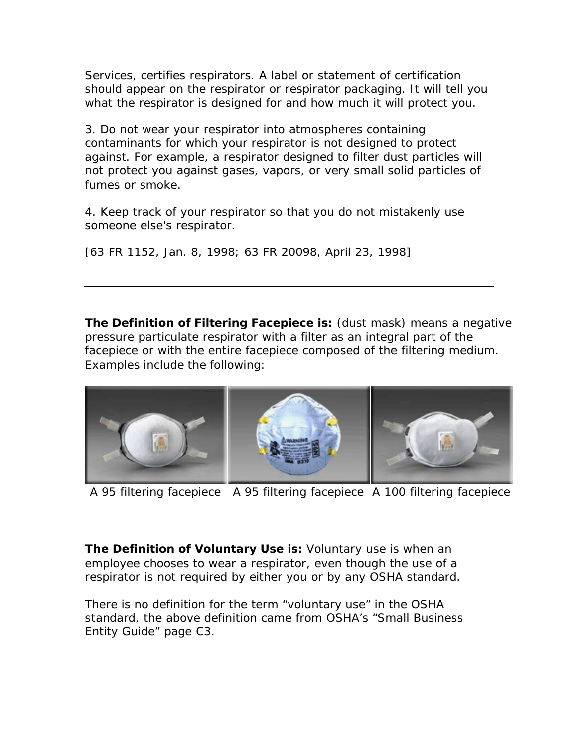Services, certifies respirators. A label or statement of certification should appear on the respirator or respirator packaging. It will tell you what the respirator is designed for and how much it will protect you.

3. Do not wear your respirator into atmospheres containing contaminants for which your respirator is not designed to protect against. For example, a respirator designed to filter dust particles will not protect you against gases, vapors, or very small solid particles of fumes or smoke.

4. Keep track of your respirator so that you do not mistakenly use someone else's respirator.

[63 FR 1152, Jan. 8, 1998; 63 FR 20098, April 23, 1998]

---

**The Definition of Filtering Facepiece is:** (dust mask) means a negative pressure particulate respirator with a filter as an integral part of the facepiece or with the entire facepiece composed of the filtering medium. Examples include the following:

A 95 filtering facepiece   A 95 filtering facepiece   A 100 filtering facepiece

---

**The Definition of Voluntary Use is:** Voluntary use is when an employee chooses to wear a respirator, even though the use of a respirator is not required by either you or by any OSHA standard.

There is no definition for the term "voluntary use" in the OSHA standard, the above definition came from OSHA's "Small Business Entity Guide" page C3.